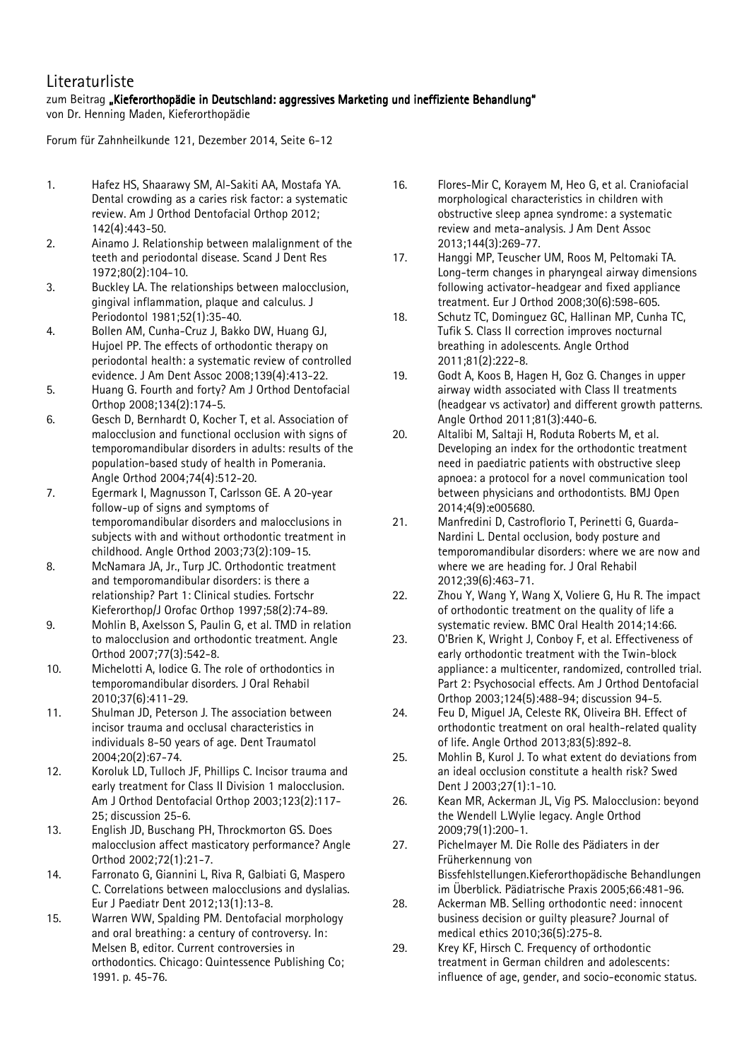# Literaturliste

zum Beitrag **„Kieferorthopädie in Deutschland: aggressives Marketing und ineffiziente Behandlung"**
von Dr. Henning Maden, Kieferorthopädie

Forum für Zahnheilkunde 121, Dezember 2014, Seite 6-12

1. Hafez HS, Shaarawy SM, Al-Sakiti AA, Mostafa YA. Dental crowding as a caries risk factor: a systematic review. Am J Orthod Dentofacial Orthop 2012; 142(4):443-50.
2. Ainamo J. Relationship between malalignment of the teeth and periodontal disease. Scand J Dent Res 1972;80(2):104-10.
3. Buckley LA. The relationships between malocclusion, gingival inflammation, plaque and calculus. J Periodontol 1981;52(1):35-40.
4. Bollen AM, Cunha-Cruz J, Bakko DW, Huang GJ, Hujoel PP. The effects of orthodontic therapy on periodontal health: a systematic review of controlled evidence. J Am Dent Assoc 2008;139(4):413-22.
5. Huang G. Fourth and forty? Am J Orthod Dentofacial Orthop 2008;134(2):174-5.
6. Gesch D, Bernhardt O, Kocher T, et al. Association of malocclusion and functional occlusion with signs of temporomandibular disorders in adults: results of the population-based study of health in Pomerania. Angle Orthod 2004;74(4):512-20.
7. Egermark I, Magnusson T, Carlsson GE. A 20-year follow-up of signs and symptoms of temporomandibular disorders and malocclusions in subjects with and without orthodontic treatment in childhood. Angle Orthod 2003;73(2):109-15.
8. McNamara JA, Jr., Turp JC. Orthodontic treatment and temporomandibular disorders: is there a relationship? Part 1: Clinical studies. Fortschr Kieferorthop/J Orofac Orthop 1997;58(2):74-89.
9. Mohlin B, Axelsson S, Paulin G, et al. TMD in relation to malocclusion and orthodontic treatment. Angle Orthod 2007;77(3):542-8.
10. Michelotti A, Iodice G. The role of orthodontics in temporomandibular disorders. J Oral Rehabil 2010;37(6):411-29.
11. Shulman JD, Peterson J. The association between incisor trauma and occlusal characteristics in individuals 8-50 years of age. Dent Traumatol 2004;20(2):67-74.
12. Koroluk LD, Tulloch JF, Phillips C. Incisor trauma and early treatment for Class II Division 1 malocclusion. Am J Orthod Dentofacial Orthop 2003;123(2):117-25; discussion 25-6.
13. English JD, Buschang PH, Throckmorton GS. Does malocclusion affect masticatory performance? Angle Orthod 2002;72(1):21-7.
14. Farronato G, Giannini L, Riva R, Galbiati G, Maspero C. Correlations between malocclusions and dyslalias. Eur J Paediatr Dent 2012;13(1):13-8.
15. Warren WW, Spalding PM. Dentofacial morphology and oral breathing: a century of controversy. In: Melsen B, editor. Current controversies in orthodontics. Chicago: Quintessence Publishing Co; 1991. p. 45-76.
16. Flores-Mir C, Korayem M, Heo G, et al. Craniofacial morphological characteristics in children with obstructive sleep apnea syndrome: a systematic review and meta-analysis. J Am Dent Assoc 2013;144(3):269-77.
17. Hanggi MP, Teuscher UM, Roos M, Peltomaki TA. Long-term changes in pharyngeal airway dimensions following activator-headgear and fixed appliance treatment. Eur J Orthod 2008;30(6):598-605.
18. Schutz TC, Dominguez GC, Hallinan MP, Cunha TC, Tufik S. Class II correction improves nocturnal breathing in adolescents. Angle Orthod 2011;81(2):222-8.
19. Godt A, Koos B, Hagen H, Goz G. Changes in upper airway width associated with Class II treatments (headgear vs activator) and different growth patterns. Angle Orthod 2011;81(3):440-6.
20. Altalibi M, Saltaji H, Roduta Roberts M, et al. Developing an index for the orthodontic treatment need in paediatric patients with obstructive sleep apnoea: a protocol for a novel communication tool between physicians and orthodontists. BMJ Open 2014;4(9):e005680.
21. Manfredini D, Castroflorio T, Perinetti G, Guarda-Nardini L. Dental occlusion, body posture and temporomandibular disorders: where we are now and where we are heading for. J Oral Rehabil 2012;39(6):463-71.
22. Zhou Y, Wang Y, Wang X, Voliere G, Hu R. The impact of orthodontic treatment on the quality of life a systematic review. BMC Oral Health 2014;14:66.
23. O'Brien K, Wright J, Conboy F, et al. Effectiveness of early orthodontic treatment with the Twin-block appliance: a multicenter, randomized, controlled trial. Part 2: Psychosocial effects. Am J Orthod Dentofacial Orthop 2003;124(5):488-94; discussion 94-5.
24. Feu D, Miguel JA, Celeste RK, Oliveira BH. Effect of orthodontic treatment on oral health-related quality of life. Angle Orthod 2013;83(5):892-8.
25. Mohlin B, Kurol J. To what extent do deviations from an ideal occlusion constitute a health risk? Swed Dent J 2003;27(1):1-10.
26. Kean MR, Ackerman JL, Vig PS. Malocclusion: beyond the Wendell L.Wylie legacy. Angle Orthod 2009;79(1):200-1.
27. Pichelmayer M. Die Rolle des Pädiaters in der Früherkennung von Bissfehlstellungen.Kieferorthopädische Behandlungen im Überblick. Pädiatrische Praxis 2005;66:481-96.
28. Ackerman MB. Selling orthodontic need: innocent business decision or guilty pleasure? Journal of medical ethics 2010;36(5):275-8.
29. Krey KF, Hirsch C. Frequency of orthodontic treatment in German children and adolescents: influence of age, gender, and socio-economic status.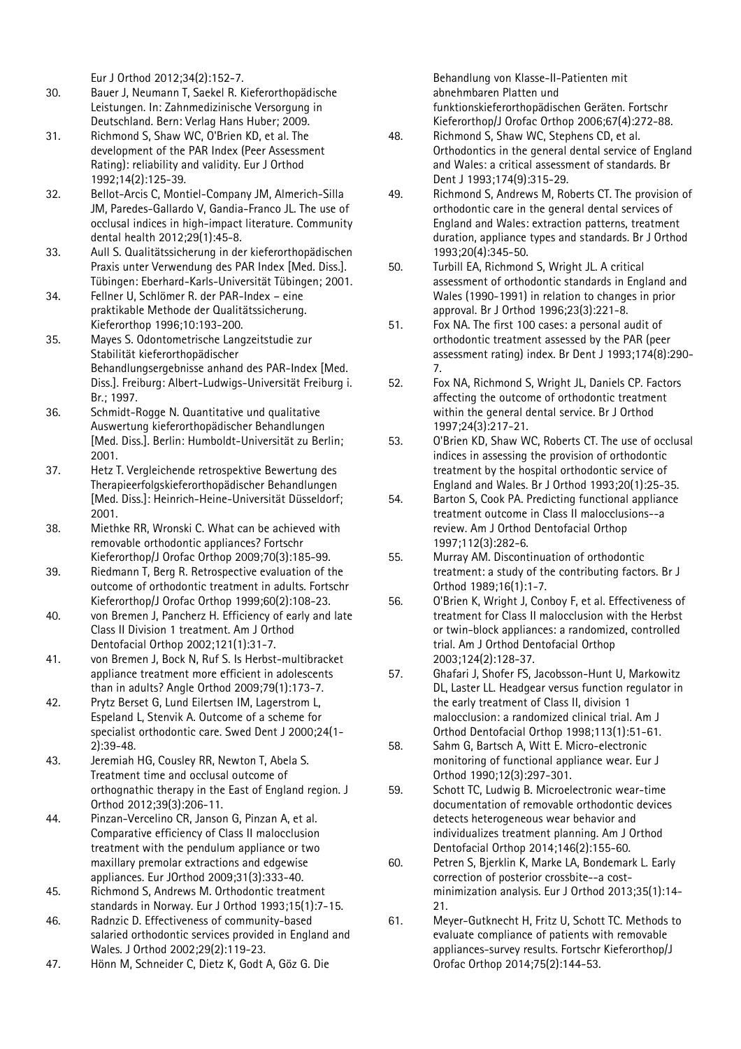Eur J Orthod 2012;34(2):152-7.

30. Bauer J, Neumann T, Saekel R. Kieferorthopädische Leistungen. In: Zahnmedizinische Versorgung in Deutschland. Bern: Verlag Hans Huber; 2009.
31. Richmond S, Shaw WC, O'Brien KD, et al. The development of the PAR Index (Peer Assessment Rating): reliability and validity. Eur J Orthod 1992;14(2):125-39.
32. Bellot-Arcis C, Montiel-Company JM, Almerich-Silla JM, Paredes-Gallardo V, Gandia-Franco JL. The use of occlusal indices in high-impact literature. Community dental health 2012;29(1):45-8.
33. Aull S. Qualitätssicherung in der kieferorthopädischen Praxis unter Verwendung des PAR Index [Med. Diss.]. Tübingen: Eberhard-Karls-Universität Tübingen; 2001.
34. Fellner U, Schlömer R. der PAR-Index – eine praktikable Methode der Qualitätssicherung. Kieferorthop 1996;10:193-200.
35. Mayes S. Odontometrische Langzeitstudie zur Stabilität kieferorthopädischer Behandlungsergebnisse anhand des PAR-Index [Med. Diss.]. Freiburg: Albert-Ludwigs-Universität Freiburg i. Br.; 1997.
36. Schmidt-Rogge N. Quantitative und qualitative Auswertung kieferorthopädischer Behandlungen [Med. Diss.]. Berlin: Humboldt-Universität zu Berlin; 2001.
37. Hetz T. Vergleichende retrospektive Bewertung des Therapieerfolgskieferorthopädischer Behandlungen [Med. Diss.]: Heinrich-Heine-Universität Düsseldorf; 2001.
38. Miethke RR, Wronski C. What can be achieved with removable orthodontic appliances? Fortschr Kieferorthop/J Orofac Orthop 2009;70(3):185-99.
39. Riedmann T, Berg R. Retrospective evaluation of the outcome of orthodontic treatment in adults. Fortschr Kieferorthop/J Orofac Orthop 1999;60(2):108-23.
40. von Bremen J, Pancherz H. Efficiency of early and late Class II Division 1 treatment. Am J Orthod Dentofacial Orthop 2002;121(1):31-7.
41. von Bremen J, Bock N, Ruf S. Is Herbst-multibracket appliance treatment more efficient in adolescents than in adults? Angle Orthod 2009;79(1):173-7.
42. Prytz Berset G, Lund Eilertsen IM, Lagerstrom L, Espeland L, Stenvik A. Outcome of a scheme for specialist orthodontic care. Swed Dent J 2000;24(1-2):39-48.
43. Jeremiah HG, Cousley RR, Newton T, Abela S. Treatment time and occlusal outcome of orthognathic therapy in the East of England region. J Orthod 2012;39(3):206-11.
44. Pinzan-Vercelino CR, Janson G, Pinzan A, et al. Comparative efficiency of Class II malocclusion treatment with the pendulum appliance or two maxillary premolar extractions and edgewise appliances. Eur JOrthod 2009;31(3):333-40.
45. Richmond S, Andrews M. Orthodontic treatment standards in Norway. Eur J Orthod 1993;15(1):7-15.
46. Radnzic D. Effectiveness of community-based salaried orthodontic services provided in England and Wales. J Orthod 2002;29(2):119-23.
47. Hönn M, Schneider C, Dietz K, Godt A, Göz G. Die Behandlung von Klasse-II-Patienten mit abnehmbaren Platten und funktionskieferorthopädischen Geräten. Fortschr Kieferorthop/J Orofac Orthop 2006;67(4):272-88.
48. Richmond S, Shaw WC, Stephens CD, et al. Orthodontics in the general dental service of England and Wales: a critical assessment of standards. Br Dent J 1993;174(9):315-29.
49. Richmond S, Andrews M, Roberts CT. The provision of orthodontic care in the general dental services of England and Wales: extraction patterns, treatment duration, appliance types and standards. Br J Orthod 1993;20(4):345-50.
50. Turbill EA, Richmond S, Wright JL. A critical assessment of orthodontic standards in England and Wales (1990-1991) in relation to changes in prior approval. Br J Orthod 1996;23(3):221-8.
51. Fox NA. The first 100 cases: a personal audit of orthodontic treatment assessed by the PAR (peer assessment rating) index. Br Dent J 1993;174(8):290-7.
52. Fox NA, Richmond S, Wright JL, Daniels CP. Factors affecting the outcome of orthodontic treatment within the general dental service. Br J Orthod 1997;24(3):217-21.
53. O'Brien KD, Shaw WC, Roberts CT. The use of occlusal indices in assessing the provision of orthodontic treatment by the hospital orthodontic service of England and Wales. Br J Orthod 1993;20(1):25-35.
54. Barton S, Cook PA. Predicting functional appliance treatment outcome in Class II malocclusions--a review. Am J Orthod Dentofacial Orthop 1997;112(3):282-6.
55. Murray AM. Discontinuation of orthodontic treatment: a study of the contributing factors. Br J Orthod 1989;16(1):1-7.
56. O'Brien K, Wright J, Conboy F, et al. Effectiveness of treatment for Class II malocclusion with the Herbst or twin-block appliances: a randomized, controlled trial. Am J Orthod Dentofacial Orthop 2003;124(2):128-37.
57. Ghafari J, Shofer FS, Jacobsson-Hunt U, Markowitz DL, Laster LL. Headgear versus function regulator in the early treatment of Class II, division 1 malocclusion: a randomized clinical trial. Am J Orthod Dentofacial Orthop 1998;113(1):51-61.
58. Sahm G, Bartsch A, Witt E. Micro-electronic monitoring of functional appliance wear. Eur J Orthod 1990;12(3):297-301.
59. Schott TC, Ludwig B. Microelectronic wear-time documentation of removable orthodontic devices detects heterogeneous wear behavior and individualizes treatment planning. Am J Orthod Dentofacial Orthop 2014;146(2):155-60.
60. Petren S, Bjerklin K, Marke LA, Bondemark L. Early correction of posterior crossbite--a cost-minimization analysis. Eur J Orthod 2013;35(1):14-21.
61. Meyer-Gutknecht H, Fritz U, Schott TC. Methods to evaluate compliance of patients with removable appliances-survey results. Fortschr Kieferorthop/J Orofac Orthop 2014;75(2):144-53.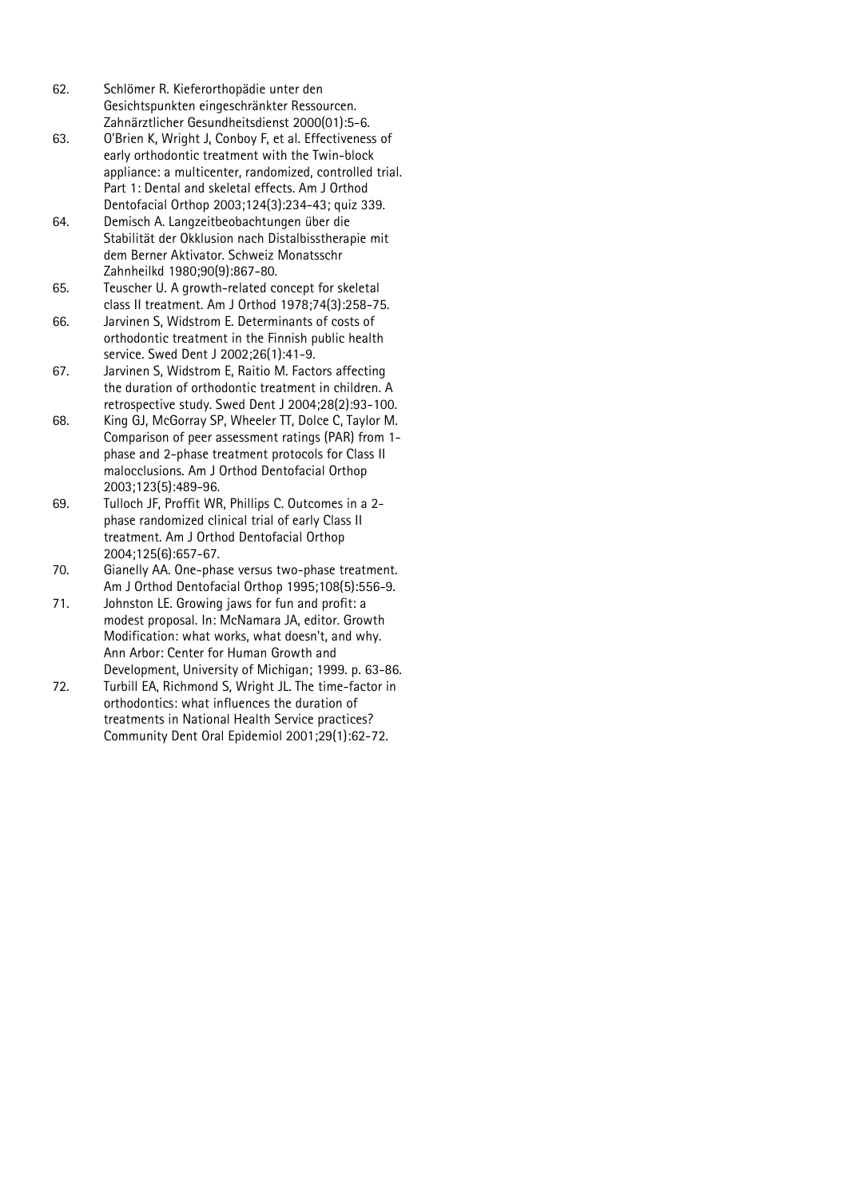62. Schlömer R. Kieferorthopädie unter den Gesichtspunkten eingeschränkter Ressourcen. Zahnärztlicher Gesundheitsdienst 2000(01):5-6.
63. O'Brien K, Wright J, Conboy F, et al. Effectiveness of early orthodontic treatment with the Twin-block appliance: a multicenter, randomized, controlled trial. Part 1: Dental and skeletal effects. Am J Orthod Dentofacial Orthop 2003;124(3):234-43; quiz 339.
64. Demisch A. Langzeitbeobachtungen über die Stabilität der Okklusion nach Distalbisstherapie mit dem Berner Aktivator. Schweiz Monatsschr Zahnheilkd 1980;90(9):867-80.
65. Teuscher U. A growth-related concept for skeletal class II treatment. Am J Orthod 1978;74(3):258-75.
66. Jarvinen S, Widstrom E. Determinants of costs of orthodontic treatment in the Finnish public health service. Swed Dent J 2002;26(1):41-9.
67. Jarvinen S, Widstrom E, Raitio M. Factors affecting the duration of orthodontic treatment in children. A retrospective study. Swed Dent J 2004;28(2):93-100.
68. King GJ, McGorray SP, Wheeler TT, Dolce C, Taylor M. Comparison of peer assessment ratings (PAR) from 1-phase and 2-phase treatment protocols for Class II malocclusions. Am J Orthod Dentofacial Orthop 2003;123(5):489-96.
69. Tulloch JF, Proffit WR, Phillips C. Outcomes in a 2-phase randomized clinical trial of early Class II treatment. Am J Orthod Dentofacial Orthop 2004;125(6):657-67.
70. Gianelly AA. One-phase versus two-phase treatment. Am J Orthod Dentofacial Orthop 1995;108(5):556-9.
71. Johnston LE. Growing jaws for fun and profit: a modest proposal. In: McNamara JA, editor. Growth Modification: what works, what doesn't, and why. Ann Arbor: Center for Human Growth and Development, University of Michigan; 1999. p. 63-86.
72. Turbill EA, Richmond S, Wright JL. The time-factor in orthodontics: what influences the duration of treatments in National Health Service practices? Community Dent Oral Epidemiol 2001;29(1):62-72.